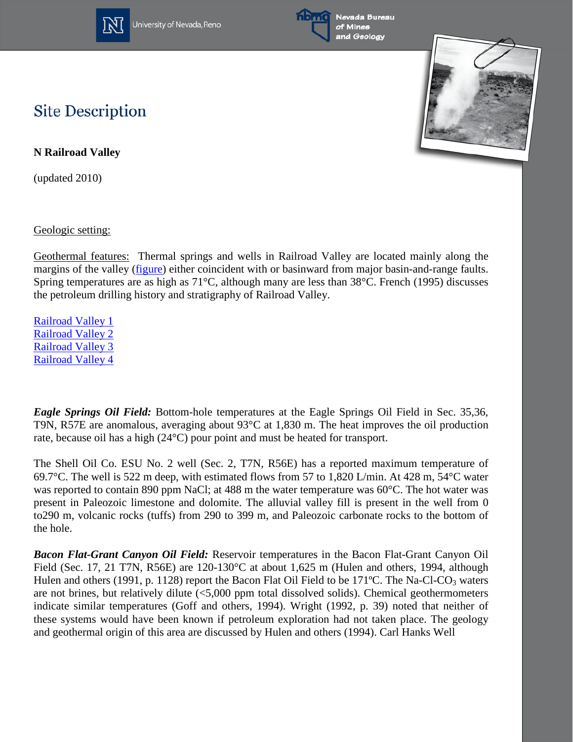# Site Description

**N Railroad Valley**

(updated 2010)

Geologic setting:

Geothermal features: Thermal springs and wells in Railroad Valley are located mainly along the margins of the valley (figure) either coincident with or basinward from major basin-and-range faults. Spring temperatures are as high as 71°C, although many are less than 38°C. French (1995) discusses the petroleum drilling history and stratigraphy of Railroad Valley.

Railroad Valley 1
Railroad Valley 2
Railroad Valley 3
Railroad Valley 4

***Eagle Springs Oil Field:*** Bottom-hole temperatures at the Eagle Springs Oil Field in Sec. 35,36, T9N, R57E are anomalous, averaging about 93°C at 1,830 m. The heat improves the oil production rate, because oil has a high (24°C) pour point and must be heated for transport.

The Shell Oil Co. ESU No. 2 well (Sec. 2, T7N, R56E) has a reported maximum temperature of 69.7°C. The well is 522 m deep, with estimated flows from 57 to 1,820 L/min. At 428 m, 54°C water was reported to contain 890 ppm NaCl; at 488 m the water temperature was 60°C. The hot water was present in Paleozoic limestone and dolomite. The alluvial valley fill is present in the well from 0 to290 m, volcanic rocks (tuffs) from 290 to 399 m, and Paleozoic carbonate rocks to the bottom of the hole.

***Bacon Flat-Grant Canyon Oil Field:*** Reservoir temperatures in the Bacon Flat-Grant Canyon Oil Field (Sec. 17, 21 T7N, R56E) are 120-130°C at about 1,625 m (Hulen and others, 1994, although Hulen and others (1991, p. 1128) report the Bacon Flat Oil Field to be 171ºC. The Na-Cl-$CO_3$ waters are not brines, but relatively dilute (<5,000 ppm total dissolved solids). Chemical geothermometers indicate similar temperatures (Goff and others, 1994). Wright (1992, p. 39) noted that neither of these systems would have been known if petroleum exploration had not taken place. The geology and geothermal origin of this area are discussed by Hulen and others (1994). Carl Hanks Well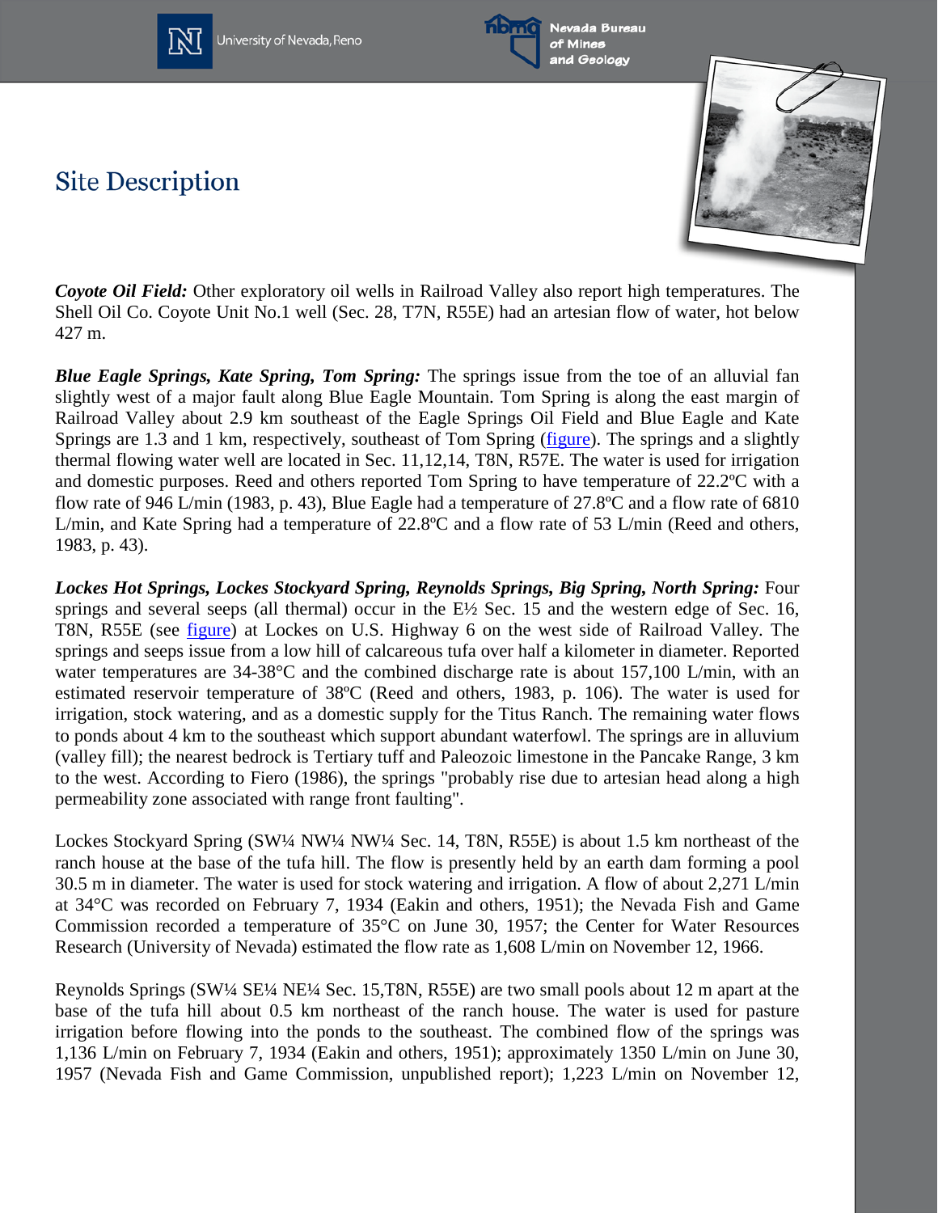# Site Description

***Coyote Oil Field:*** Other exploratory oil wells in Railroad Valley also report high temperatures. The Shell Oil Co. Coyote Unit No.1 well (Sec. 28, T7N, R55E) had an artesian flow of water, hot below 427 m.

***Blue Eagle Springs, Kate Spring, Tom Spring:*** The springs issue from the toe of an alluvial fan slightly west of a major fault along Blue Eagle Mountain. Tom Spring is along the east margin of Railroad Valley about 2.9 km southeast of the Eagle Springs Oil Field and Blue Eagle and Kate Springs are 1.3 and 1 km, respectively, southeast of Tom Spring (figure). The springs and a slightly thermal flowing water well are located in Sec. 11,12,14, T8N, R57E. The water is used for irrigation and domestic purposes. Reed and others reported Tom Spring to have temperature of 22.2ºC with a flow rate of 946 L/min (1983, p. 43), Blue Eagle had a temperature of 27.8ºC and a flow rate of 6810 L/min, and Kate Spring had a temperature of 22.8ºC and a flow rate of 53 L/min (Reed and others, 1983, p. 43).

***Lockes Hot Springs, Lockes Stockyard Spring, Reynolds Springs, Big Spring, North Spring:*** Four springs and several seeps (all thermal) occur in the E½ Sec. 15 and the western edge of Sec. 16, T8N, R55E (see figure) at Lockes on U.S. Highway 6 on the west side of Railroad Valley. The springs and seeps issue from a low hill of calcareous tufa over half a kilometer in diameter. Reported water temperatures are 34-38°C and the combined discharge rate is about 157,100 L/min, with an estimated reservoir temperature of 38ºC (Reed and others, 1983, p. 106). The water is used for irrigation, stock watering, and as a domestic supply for the Titus Ranch. The remaining water flows to ponds about 4 km to the southeast which support abundant waterfowl. The springs are in alluvium (valley fill); the nearest bedrock is Tertiary tuff and Paleozoic limestone in the Pancake Range, 3 km to the west. According to Fiero (1986), the springs "probably rise due to artesian head along a high permeability zone associated with range front faulting".

Lockes Stockyard Spring (SW¼ NW¼ NW¼ Sec. 14, T8N, R55E) is about 1.5 km northeast of the ranch house at the base of the tufa hill. The flow is presently held by an earth dam forming a pool 30.5 m in diameter. The water is used for stock watering and irrigation. A flow of about 2,271 L/min at 34°C was recorded on February 7, 1934 (Eakin and others, 1951); the Nevada Fish and Game Commission recorded a temperature of 35°C on June 30, 1957; the Center for Water Resources Research (University of Nevada) estimated the flow rate as 1,608 L/min on November 12, 1966.

Reynolds Springs (SW¼ SE¼ NE¼ Sec. 15,T8N, R55E) are two small pools about 12 m apart at the base of the tufa hill about 0.5 km northeast of the ranch house. The water is used for pasture irrigation before flowing into the ponds to the southeast. The combined flow of the springs was 1,136 L/min on February 7, 1934 (Eakin and others, 1951); approximately 1350 L/min on June 30, 1957 (Nevada Fish and Game Commission, unpublished report); 1,223 L/min on November 12,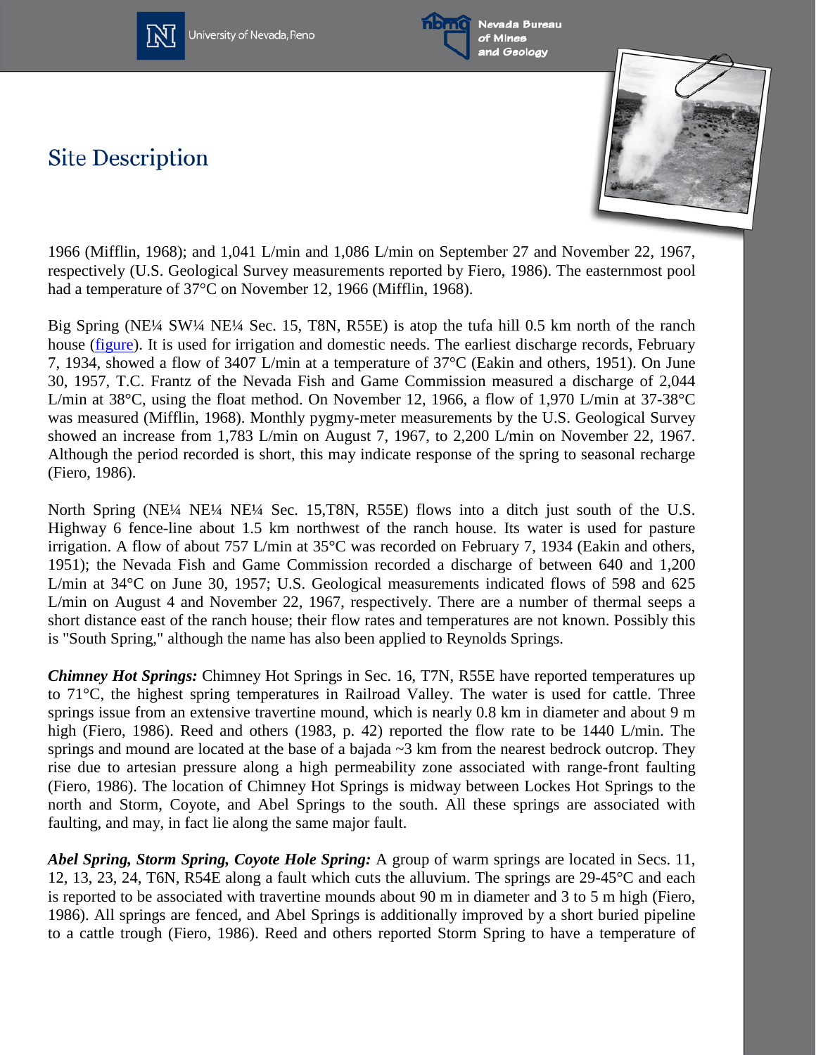# Site Description

1966 (Mifflin, 1968); and 1,041 L/min and 1,086 L/min on September 27 and November 22, 1967, respectively (U.S. Geological Survey measurements reported by Fiero, 1986). The easternmost pool had a temperature of 37°C on November 12, 1966 (Mifflin, 1968).

Big Spring (NE¼ SW¼ NE¼ Sec. 15, T8N, R55E) is atop the tufa hill 0.5 km north of the ranch house (figure). It is used for irrigation and domestic needs. The earliest discharge records, February 7, 1934, showed a flow of 3407 L/min at a temperature of 37°C (Eakin and others, 1951). On June 30, 1957, T.C. Frantz of the Nevada Fish and Game Commission measured a discharge of 2,044 L/min at 38°C, using the float method. On November 12, 1966, a flow of 1,970 L/min at 37-38°C was measured (Mifflin, 1968). Monthly pygmy-meter measurements by the U.S. Geological Survey showed an increase from 1,783 L/min on August 7, 1967, to 2,200 L/min on November 22, 1967. Although the period recorded is short, this may indicate response of the spring to seasonal recharge (Fiero, 1986).

North Spring (NE¼ NE¼ NE¼ Sec. 15,T8N, R55E) flows into a ditch just south of the U.S. Highway 6 fence-line about 1.5 km northwest of the ranch house. Its water is used for pasture irrigation. A flow of about 757 L/min at 35°C was recorded on February 7, 1934 (Eakin and others, 1951); the Nevada Fish and Game Commission recorded a discharge of between 640 and 1,200 L/min at 34°C on June 30, 1957; U.S. Geological measurements indicated flows of 598 and 625 L/min on August 4 and November 22, 1967, respectively. There are a number of thermal seeps a short distance east of the ranch house; their flow rates and temperatures are not known. Possibly this is "South Spring," although the name has also been applied to Reynolds Springs.

***Chimney Hot Springs:*** Chimney Hot Springs in Sec. 16, T7N, R55E have reported temperatures up to 71°C, the highest spring temperatures in Railroad Valley. The water is used for cattle. Three springs issue from an extensive travertine mound, which is nearly 0.8 km in diameter and about 9 m high (Fiero, 1986). Reed and others (1983, p. 42) reported the flow rate to be 1440 L/min. The springs and mound are located at the base of a bajada ~3 km from the nearest bedrock outcrop. They rise due to artesian pressure along a high permeability zone associated with range-front faulting (Fiero, 1986). The location of Chimney Hot Springs is midway between Lockes Hot Springs to the north and Storm, Coyote, and Abel Springs to the south. All these springs are associated with faulting, and may, in fact lie along the same major fault.

***Abel Spring, Storm Spring, Coyote Hole Spring:*** A group of warm springs are located in Secs. 11, 12, 13, 23, 24, T6N, R54E along a fault which cuts the alluvium. The springs are 29-45°C and each is reported to be associated with travertine mounds about 90 m in diameter and 3 to 5 m high (Fiero, 1986). All springs are fenced, and Abel Springs is additionally improved by a short buried pipeline to a cattle trough (Fiero, 1986). Reed and others reported Storm Spring to have a temperature of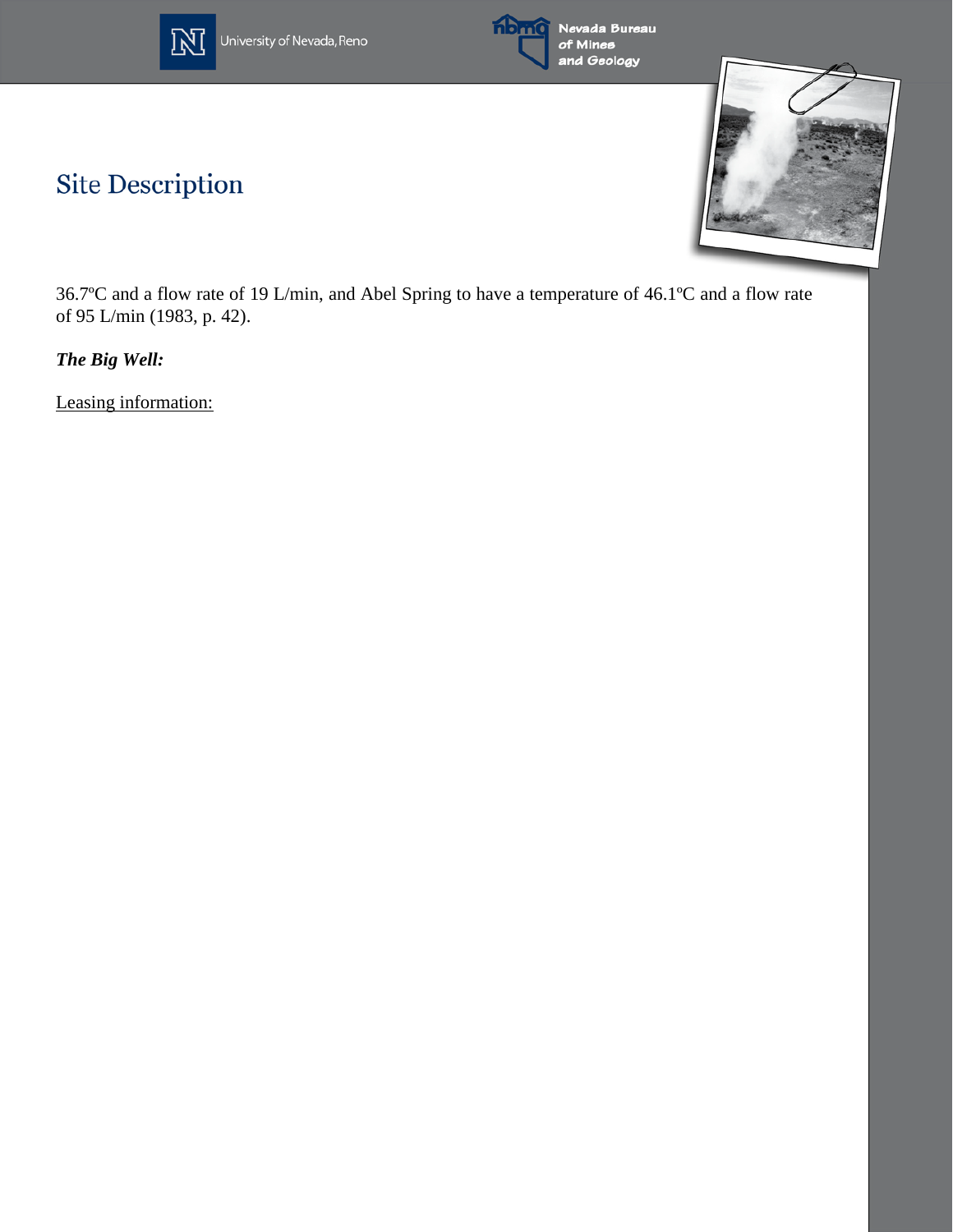## Site Description

36.7ºC and a flow rate of 19 L/min, and Abel Spring to have a temperature of 46.1ºC and a flow rate of 95 L/min (1983, p. 42).

***The Big Well:***

Leasing information: